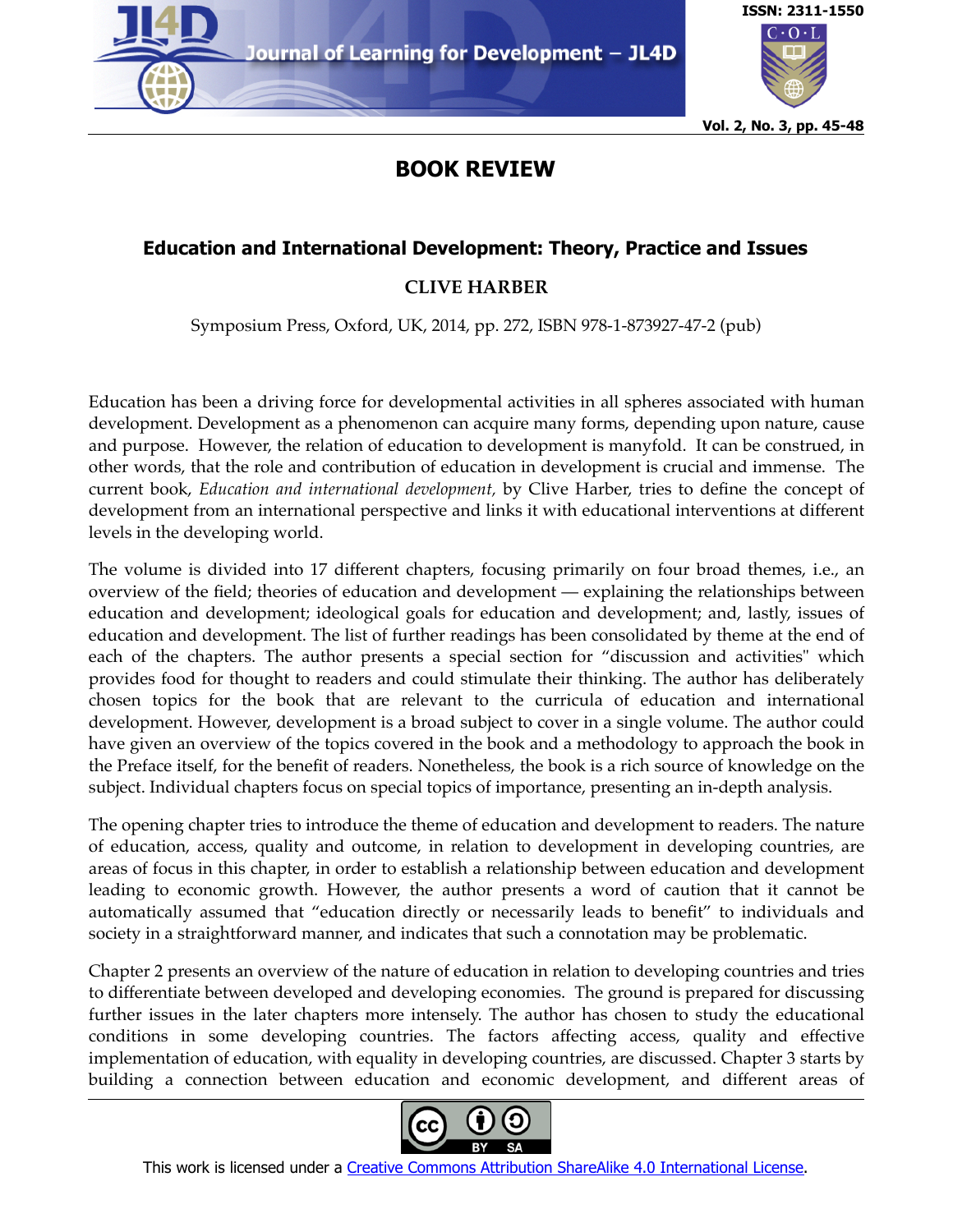# BOOK REVIEW

## Education and International Development: Theory, Practice and Issues

### CLIVE HARBER

Symposium Press, Oxford, UK, 2014, pp. 272, ISBN 978-1-873927-47-2 (pub)

Education has been a driving force for developmental activities in all spheres associated with human development. Development as a phenomenon can acquire many forms, depending upon nature, cause and purpose. However, the relation of education to development is manyfold. It can be construed, in other words, that the role and contribution of education in development is crucial and immense. The current book, *Education and international development,* by Clive Harber, tries to define the concept of development from an international perspective and links it with educational interventions at different levels in the developing world.

The volume is divided into 17 different chapters, focusing primarily on four broad themes, i.e., an overview of the field; theories of education and development — explaining the relationships between education and development; ideological goals for education and development; and, lastly, issues of education and development. The list of further readings has been consolidated by theme at the end of each of the chapters. The author presents a special section for "discussion and activities" which provides food for thought to readers and could stimulate their thinking. The author has deliberately chosen topics for the book that are relevant to the curricula of education and international development. However, development is a broad subject to cover in a single volume. The author could have given an overview of the topics covered in the book and a methodology to approach the book in the Preface itself, for the benefit of readers. Nonetheless, the book is a rich source of knowledge on the subject. Individual chapters focus on special topics of importance, presenting an in-depth analysis.

The opening chapter tries to introduce the theme of education and development to readers. The nature of education, access, quality and outcome, in relation to development in developing countries, are areas of focus in this chapter, in order to establish a relationship between education and development leading to economic growth. However, the author presents a word of caution that it cannot be automatically assumed that "education directly or necessarily leads to benefit" to individuals and society in a straightforward manner, and indicates that such a connotation may be problematic.

Chapter 2 presents an overview of the nature of education in relation to developing countries and tries to differentiate between developed and developing economies. The ground is prepared for discussing further issues in the later chapters more intensely. The author has chosen to study the educational conditions in some developing countries. The factors affecting access, quality and effective implementation of education, with equality in developing countries, are discussed. Chapter 3 starts by building a connection between education and economic development, and different areas of

This work is licensed under a Creative Commons Attribution ShareAlike 4.0 International License.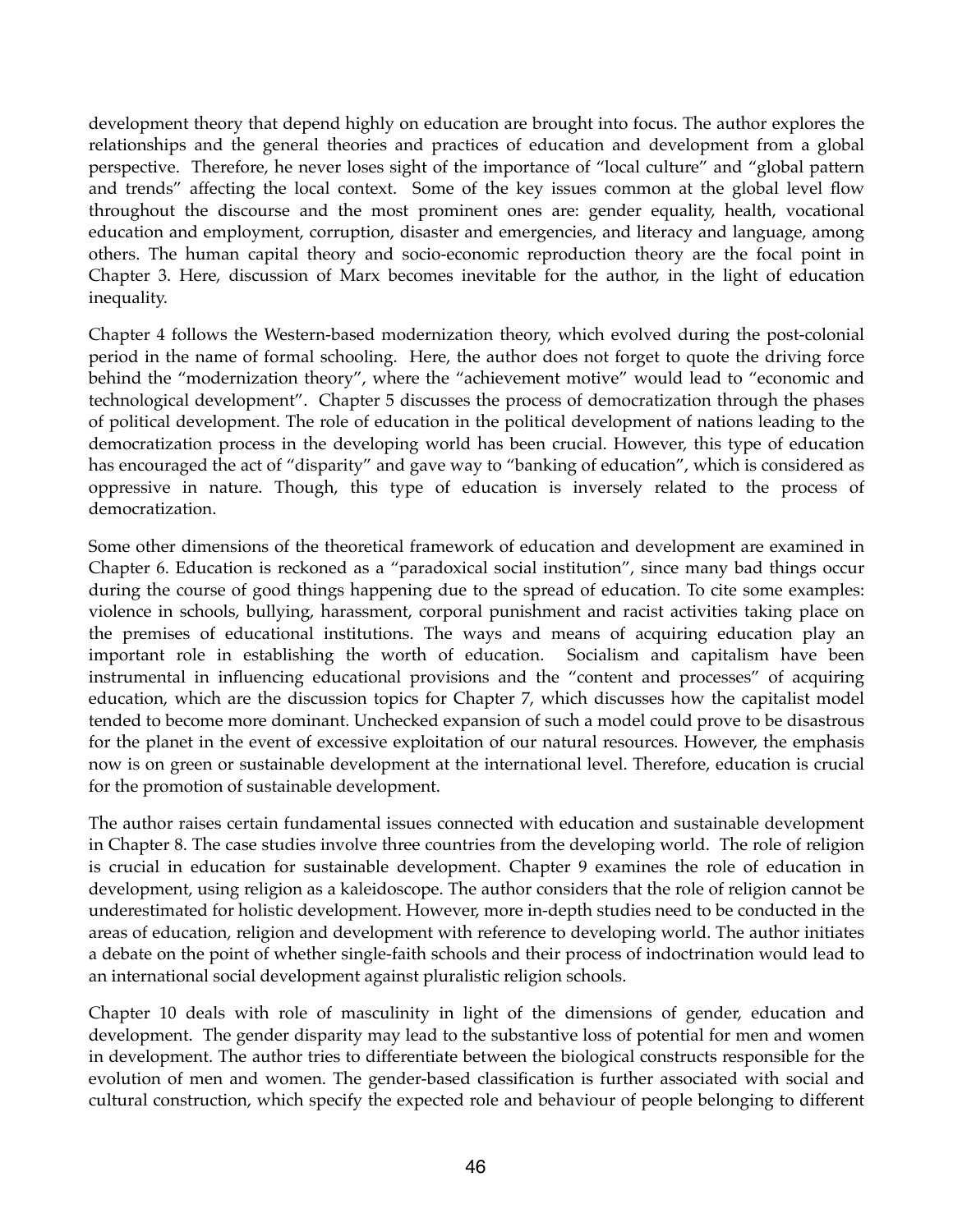development theory that depend highly on education are brought into focus. The author explores the relationships and the general theories and practices of education and development from a global perspective. Therefore, he never loses sight of the importance of "local culture" and "global pattern and trends" affecting the local context. Some of the key issues common at the global level flow throughout the discourse and the most prominent ones are: gender equality, health, vocational education and employment, corruption, disaster and emergencies, and literacy and language, among others. The human capital theory and socio-economic reproduction theory are the focal point in Chapter 3. Here, discussion of Marx becomes inevitable for the author, in the light of education inequality.

Chapter 4 follows the Western-based modernization theory, which evolved during the post-colonial period in the name of formal schooling. Here, the author does not forget to quote the driving force behind the "modernization theory", where the "achievement motive" would lead to "economic and technological development". Chapter 5 discusses the process of democratization through the phases of political development. The role of education in the political development of nations leading to the democratization process in the developing world has been crucial. However, this type of education has encouraged the act of "disparity" and gave way to "banking of education", which is considered as oppressive in nature. Though, this type of education is inversely related to the process of democratization.

Some other dimensions of the theoretical framework of education and development are examined in Chapter 6. Education is reckoned as a "paradoxical social institution", since many bad things occur during the course of good things happening due to the spread of education. To cite some examples: violence in schools, bullying, harassment, corporal punishment and racist activities taking place on the premises of educational institutions. The ways and means of acquiring education play an important role in establishing the worth of education. Socialism and capitalism have been instrumental in influencing educational provisions and the "content and processes" of acquiring education, which are the discussion topics for Chapter 7, which discusses how the capitalist model tended to become more dominant. Unchecked expansion of such a model could prove to be disastrous for the planet in the event of excessive exploitation of our natural resources. However, the emphasis now is on green or sustainable development at the international level. Therefore, education is crucial for the promotion of sustainable development.

The author raises certain fundamental issues connected with education and sustainable development in Chapter 8. The case studies involve three countries from the developing world. The role of religion is crucial in education for sustainable development. Chapter 9 examines the role of education in development, using religion as a kaleidoscope. The author considers that the role of religion cannot be underestimated for holistic development. However, more in-depth studies need to be conducted in the areas of education, religion and development with reference to developing world. The author initiates a debate on the point of whether single-faith schools and their process of indoctrination would lead to an international social development against pluralistic religion schools.

Chapter 10 deals with role of masculinity in light of the dimensions of gender, education and development. The gender disparity may lead to the substantive loss of potential for men and women in development. The author tries to differentiate between the biological constructs responsible for the evolution of men and women. The gender-based classification is further associated with social and cultural construction, which specify the expected role and behaviour of people belonging to different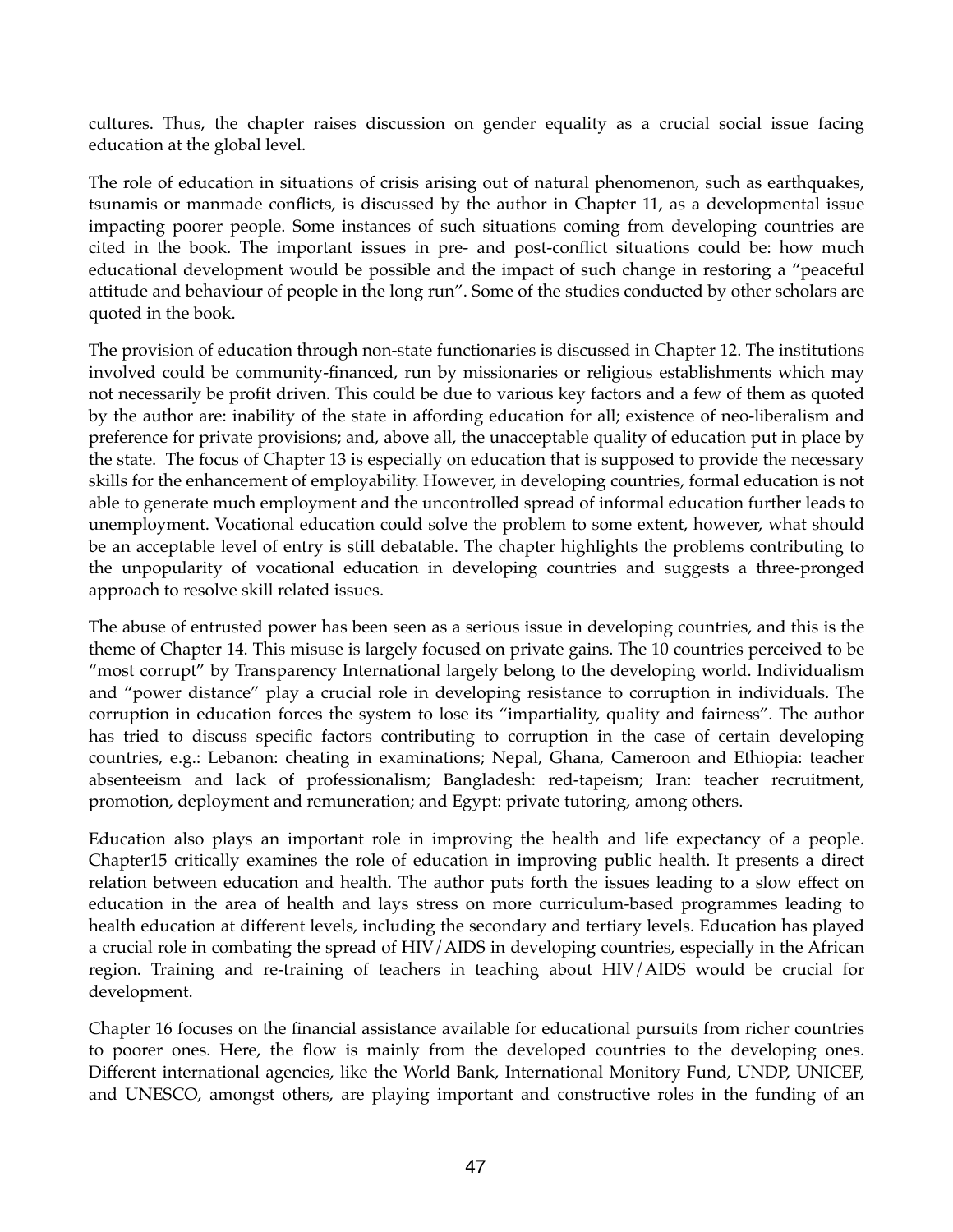cultures. Thus, the chapter raises discussion on gender equality as a crucial social issue facing education at the global level.

The role of education in situations of crisis arising out of natural phenomenon, such as earthquakes, tsunamis or manmade conflicts, is discussed by the author in Chapter 11, as a developmental issue impacting poorer people. Some instances of such situations coming from developing countries are cited in the book. The important issues in pre- and post-conflict situations could be: how much educational development would be possible and the impact of such change in restoring a "peaceful attitude and behaviour of people in the long run". Some of the studies conducted by other scholars are quoted in the book.

The provision of education through non-state functionaries is discussed in Chapter 12. The institutions involved could be community-financed, run by missionaries or religious establishments which may not necessarily be profit driven. This could be due to various key factors and a few of them as quoted by the author are: inability of the state in affording education for all; existence of neo-liberalism and preference for private provisions; and, above all, the unacceptable quality of education put in place by the state. The focus of Chapter 13 is especially on education that is supposed to provide the necessary skills for the enhancement of employability. However, in developing countries, formal education is not able to generate much employment and the uncontrolled spread of informal education further leads to unemployment. Vocational education could solve the problem to some extent, however, what should be an acceptable level of entry is still debatable. The chapter highlights the problems contributing to the unpopularity of vocational education in developing countries and suggests a three-pronged approach to resolve skill related issues.

The abuse of entrusted power has been seen as a serious issue in developing countries, and this is the theme of Chapter 14. This misuse is largely focused on private gains. The 10 countries perceived to be "most corrupt" by Transparency International largely belong to the developing world. Individualism and "power distance" play a crucial role in developing resistance to corruption in individuals. The corruption in education forces the system to lose its "impartiality, quality and fairness". The author has tried to discuss specific factors contributing to corruption in the case of certain developing countries, e.g.: Lebanon: cheating in examinations; Nepal, Ghana, Cameroon and Ethiopia: teacher absenteeism and lack of professionalism; Bangladesh: red-tapeism; Iran: teacher recruitment, promotion, deployment and remuneration; and Egypt: private tutoring, among others.

Education also plays an important role in improving the health and life expectancy of a people. Chapter15 critically examines the role of education in improving public health. It presents a direct relation between education and health. The author puts forth the issues leading to a slow effect on education in the area of health and lays stress on more curriculum-based programmes leading to health education at different levels, including the secondary and tertiary levels. Education has played a crucial role in combating the spread of HIV/AIDS in developing countries, especially in the African region. Training and re-training of teachers in teaching about HIV/AIDS would be crucial for development.

Chapter 16 focuses on the financial assistance available for educational pursuits from richer countries to poorer ones. Here, the flow is mainly from the developed countries to the developing ones. Different international agencies, like the World Bank, International Monitory Fund, UNDP, UNICEF, and UNESCO, amongst others, are playing important and constructive roles in the funding of an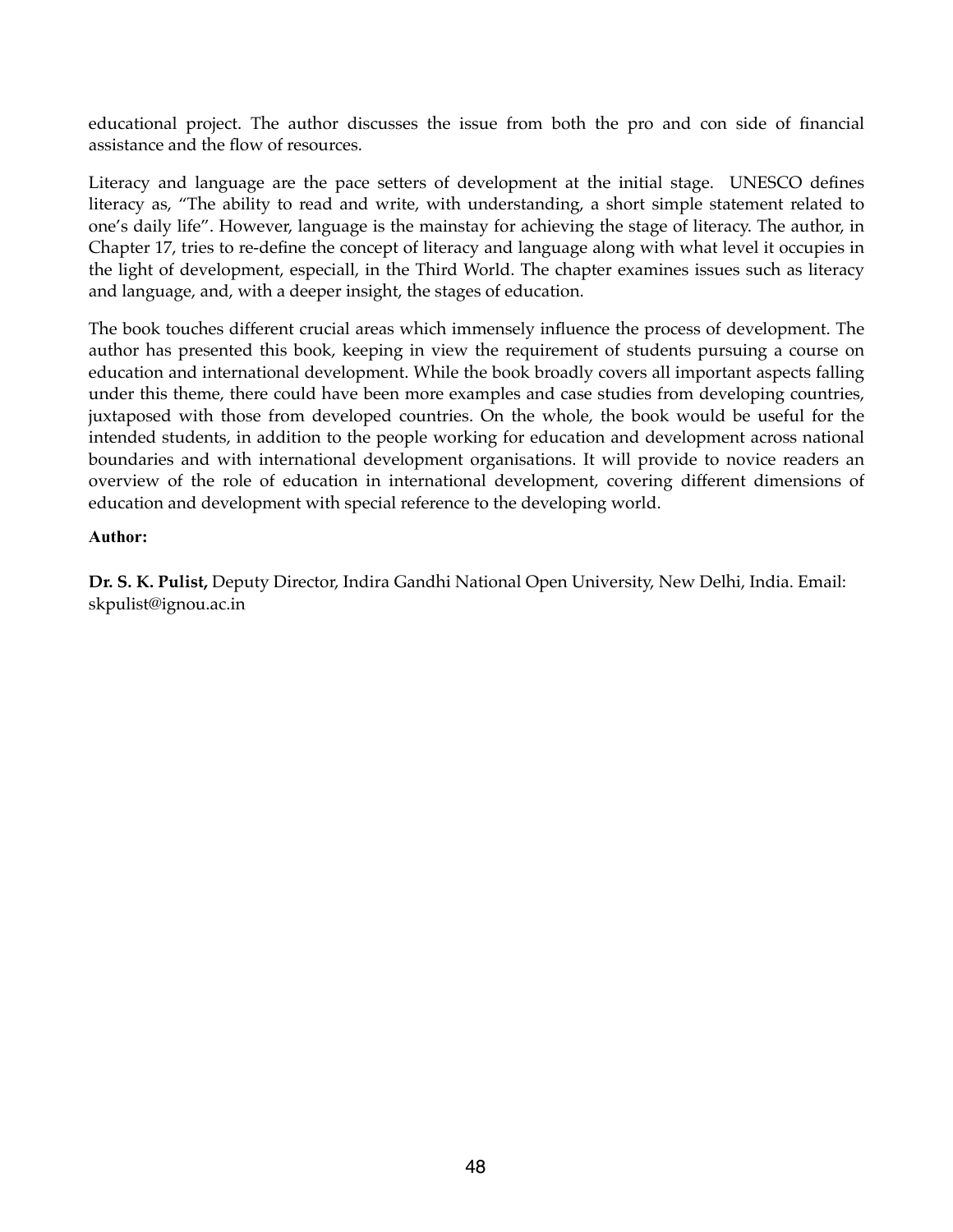educational project. The author discusses the issue from both the pro and con side of financial assistance and the flow of resources.

Literacy and language are the pace setters of development at the initial stage. UNESCO defines literacy as, "The ability to read and write, with understanding, a short simple statement related to one's daily life". However, language is the mainstay for achieving the stage of literacy. The author, in Chapter 17, tries to re-define the concept of literacy and language along with what level it occupies in the light of development, especiall, in the Third World. The chapter examines issues such as literacy and language, and, with a deeper insight, the stages of education.

The book touches different crucial areas which immensely influence the process of development. The author has presented this book, keeping in view the requirement of students pursuing a course on education and international development. While the book broadly covers all important aspects falling under this theme, there could have been more examples and case studies from developing countries, juxtaposed with those from developed countries. On the whole, the book would be useful for the intended students, in addition to the people working for education and development across national boundaries and with international development organisations. It will provide to novice readers an overview of the role of education in international development, covering different dimensions of education and development with special reference to the developing world.

**Author:**

**Dr. S. K. Pulist,** Deputy Director, Indira Gandhi National Open University, New Delhi, India. Email: skpulist@ignou.ac.in